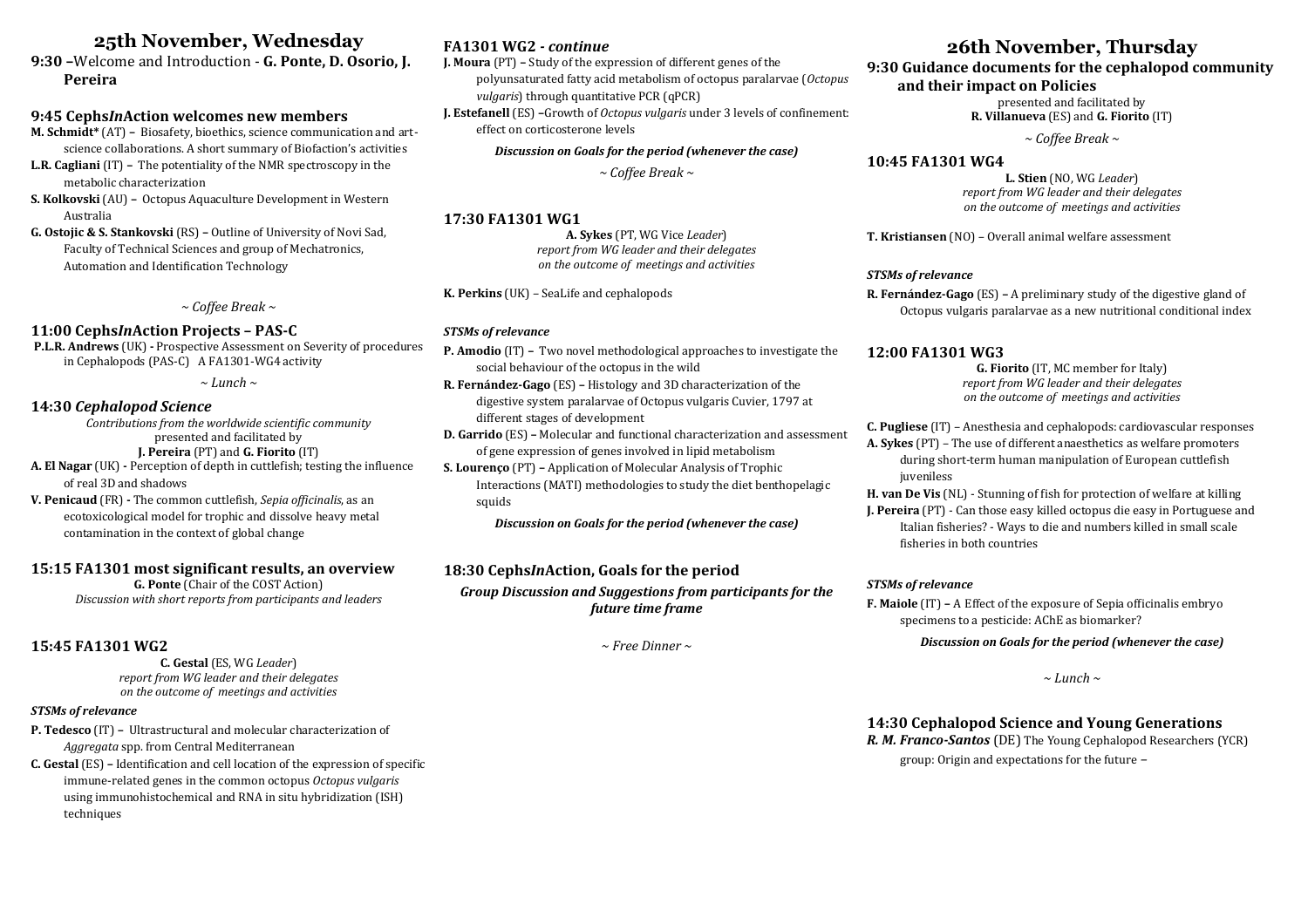# 25th November, Wednesday

**9:30 –**Welcome and Introduction - **G. Ponte, D. Osorio, J. Pereira**

## 9:45 Cephs*In*Action welcomes new members

**M. Schmidt*** (AT) – Biosafety, bioethics, science communication and art-science collaborations. A short summary of Biofaction's activities

**L.R. Cagliani** (IT) – The potentiality of the NMR spectroscopy in the metabolic characterization

**S. Kolkovski** (AU) – Octopus Aquaculture Development in Western Australia

**G. Ostojic & S. Stankovski** (RS) – Outline of University of Novi Sad, Faculty of Technical Sciences and group of Mechatronics, Automation and Identification Technology

*~ Coffee Break ~*

## 11:00 Cephs*In*Action Projects – PAS-C

**P.L.R. Andrews** (UK) - Prospective Assessment on Severity of procedures in Cephalopods (PAS-C) A FA1301-WG4 activity

*~ Lunch ~*

## 14:30 *Cephalopod Science*

*Contributions from the worldwide scientific community*
presented and facilitated by
**J. Pereira** (PT) and **G. Fiorito** (IT)

**A. El Nagar** (UK) - Perception of depth in cuttlefish; testing the influence of real 3D and shadows

**V. Penicaud** (FR) - The common cuttlefish, *Sepia officinalis*, as an ecotoxicological model for trophic and dissolve heavy metal contamination in the context of global change

## 15:15 FA1301 most significant results, an overview

**G. Ponte** (Chair of the COST Action)
*Discussion with short reports from participants and leaders*

## 15:45 FA1301 WG2

**C. Gestal** (ES, WG *Leader*)
*report from WG leader and their delegates on the outcome of meetings and activities*

### *STSMs of relevance*

**P. Tedesco** (IT) – Ultrastructural and molecular characterization of *Aggregata* spp. from Central Mediterranean

**C. Gestal** (ES) – Identification and cell location of the expression of specific immune-related genes in the common octopus *Octopus vulgaris* using immunohistochemical and RNA in situ hybridization (ISH) techniques

## FA1301 WG2 - *continue*

**J. Moura** (PT) – Study of the expression of different genes of the polyunsaturated fatty acid metabolism of octopus paralarvae (*Octopus vulgaris*) through quantitative PCR (qPCR)

**J. Estefanell** (ES) –Growth of *Octopus vulgaris* under 3 levels of confinement: effect on corticosterone levels

***Discussion on Goals for the period (whenever the case)***

*~ Coffee Break ~*

## 17:30 FA1301 WG1

**A. Sykes** (PT, WG Vice *Leader*)
*report from WG leader and their delegates on the outcome of meetings and activities*

**K. Perkins** (UK) – SeaLife and cephalopods

### *STSMs of relevance*

**P. Amodio** (IT) – Two novel methodological approaches to investigate the social behaviour of the octopus in the wild

**R. Fernández-Gago** (ES) – Histology and 3D characterization of the digestive system paralarvae of Octopus vulgaris Cuvier, 1797 at different stages of development

**D. Garrido** (ES) – Molecular and functional characterization and assessment of gene expression of genes involved in lipid metabolism

**S. Lourenço** (PT) – Application of Molecular Analysis of Trophic Interactions (MATI) methodologies to study the diet benthopelagic squids

***Discussion on Goals for the period (whenever the case)***

## 18:30 Cephs*In*Action, Goals for the period

***Group Discussion and Suggestions from participants for the future time frame***

*~ Free Dinner ~*

# 26th November, Thursday

## 9:30 Guidance documents for the cephalopod community and their impact on Policies

presented and facilitated by
**R. Villanueva** (ES) and **G. Fiorito** (IT)

*~ Coffee Break ~*

## 10:45 FA1301 WG4

**L. Stien** (NO, WG *Leader*)
*report from WG leader and their delegates on the outcome of meetings and activities*

**T. Kristiansen** (NO) – Overall animal welfare assessment

### *STSMs of relevance*

**R. Fernández-Gago** (ES) – A preliminary study of the digestive gland of Octopus vulgaris paralarvae as a new nutritional conditional index

## 12:00 FA1301 WG3

**G. Fiorito** (IT, MC member for Italy)
*report from WG leader and their delegates on the outcome of meetings and activities*

**C. Pugliese** (IT) – Anesthesia and cephalopods: cardiovascular responses

**A. Sykes** (PT) – The use of different anaesthetics as welfare promoters during short-term human manipulation of European cuttlefish juveniless

**H. van De Vis** (NL) - Stunning of fish for protection of welfare at killing

**J. Pereira** (PT) - Can those easy killed octopus die easy in Portuguese and Italian fisheries? - Ways to die and numbers killed in small scale fisheries in both countries

### *STSMs of relevance*

**F. Maiole** (IT) – A Effect of the exposure of Sepia officinalis embryo specimens to a pesticide: AChE as biomarker?

***Discussion on Goals for the period (whenever the case)***

*~ Lunch ~*

## 14:30 Cephalopod Science and Young Generations

***R. M. Franco-Santos*** (DE) The Young Cephalopod Researchers (YCR) group: Origin and expectations for the future –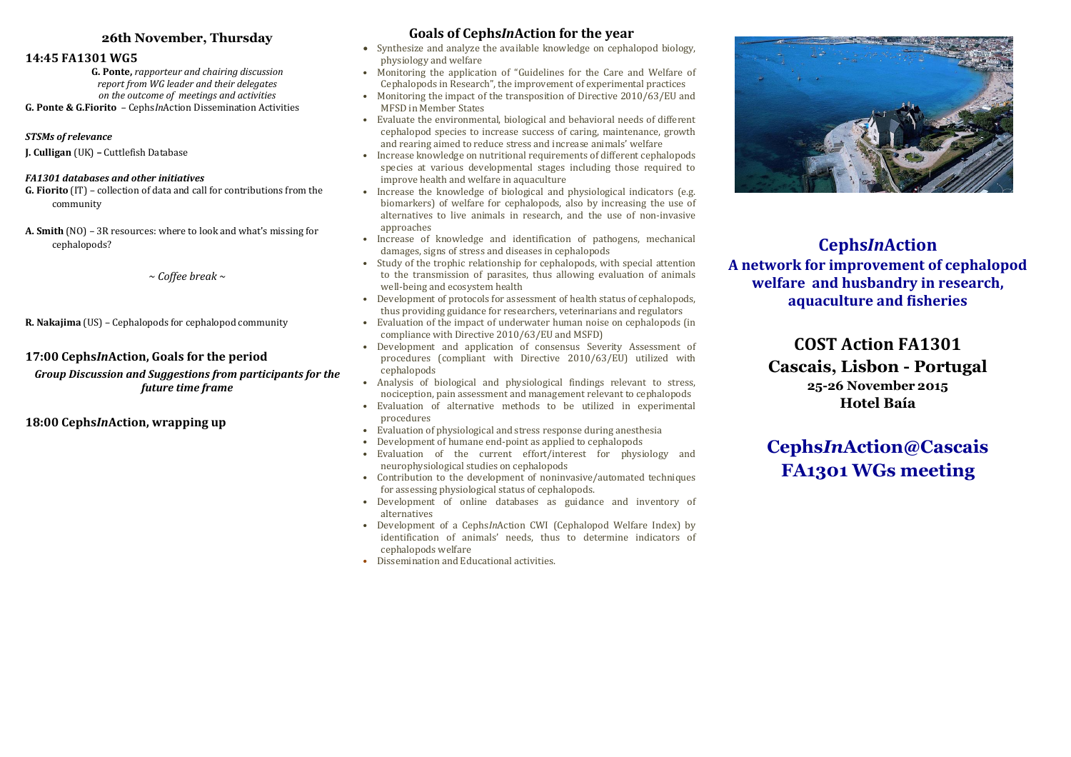## 26th November, Thursday

### 14:45 FA1301 WG5

**G. Ponte,** *rapporteur and chairing discussion report from WG leader and their delegates on the outcome of meetings and activities*

**G. Ponte & G.Fiorito** – Cephs*In*Action Dissemination Activities

***STSMs of relevance***

**J. Culligan** (UK) – Cuttlefish Database

***FA1301 databases and other initiatives***

**G. Fiorito** (IT) – collection of data and call for contributions from the community

**A. Smith** (NO) – 3R resources: where to look and what's missing for cephalopods?

*~ Coffee break ~*

**R. Nakajima** (US) – Cephalopods for cephalopod community

### 17:00 Cephs*In*Action, Goals for the period

***Group Discussion and Suggestions from participants for the future time frame***

### 18:00 Cephs*In*Action, wrapping up

## Goals of Cephs*In*Action for the year

- Synthesize and analyze the available knowledge on cephalopod biology, physiology and welfare
- Monitoring the application of "Guidelines for the Care and Welfare of Cephalopods in Research", the improvement of experimental practices
- Monitoring the impact of the transposition of Directive 2010/63/EU and MFSD in Member States
- Evaluate the environmental, biological and behavioral needs of different cephalopod species to increase success of caring, maintenance, growth and rearing aimed to reduce stress and increase animals' welfare
- Increase knowledge on nutritional requirements of different cephalopods species at various developmental stages including those required to improve health and welfare in aquaculture
- Increase the knowledge of biological and physiological indicators (e.g. biomarkers) of welfare for cephalopods, also by increasing the use of alternatives to live animals in research, and the use of non-invasive approaches
- Increase of knowledge and identification of pathogens, mechanical damages, signs of stress and diseases in cephalopods
- Study of the trophic relationship for cephalopods, with special attention to the transmission of parasites, thus allowing evaluation of animals well-being and ecosystem health
- Development of protocols for assessment of health status of cephalopods, thus providing guidance for researchers, veterinarians and regulators
- Evaluation of the impact of underwater human noise on cephalopods (in compliance with Directive 2010/63/EU and MSFD)
- Development and application of consensus Severity Assessment of procedures (compliant with Directive 2010/63/EU) utilized with cephalopods
- Analysis of biological and physiological findings relevant to stress, nociception, pain assessment and management relevant to cephalopods
- Evaluation of alternative methods to be utilized in experimental procedures
- Evaluation of physiological and stress response during anesthesia
- Development of humane end-point as applied to cephalopods
- Evaluation of the current effort/interest for physiology and neurophysiological studies on cephalopods
- Contribution to the development of noninvasive/automated techniques for assessing physiological status of cephalopods.
- Development of online databases as guidance and inventory of alternatives
- Development of a Cephs*In*Action CWI (Cephalopod Welfare Index) by identification of animals' needs, thus to determine indicators of cephalopods welfare
- Dissemination and Educational activities.

# Cephs*In*Action

## A network for improvement of cephalopod welfare and husbandry in research, aquaculture and fisheries

## COST Action FA1301

## Cascais, Lisbon - Portugal

**25-26 November 2015**

**Hotel Baía**

# Cephs*In*Action@Cascais

# FA1301 WGs meeting